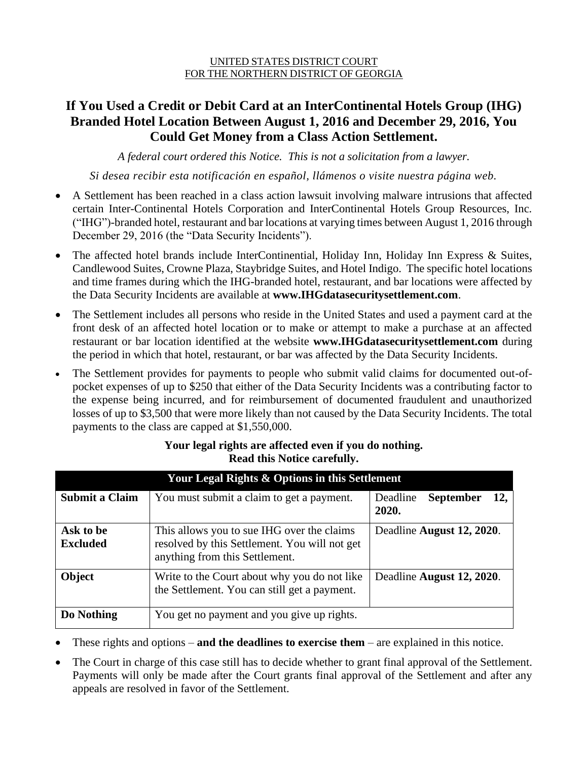UNITED STATES DISTRICT COURT
FOR THE NORTHERN DISTRICT OF GEORGIA

# If You Used a Credit or Debit Card at an InterContinental Hotels Group (IHG) Branded Hotel Location Between August 1, 2016 and December 29, 2016, You Could Get Money from a Class Action Settlement.

*A federal court ordered this Notice. This is not a solicitation from a lawyer.*

*Si desea recibir esta notificación en español, llámenos o visite nuestra página web.*

- A Settlement has been reached in a class action lawsuit involving malware intrusions that affected certain Inter-Continental Hotels Corporation and InterContinental Hotels Group Resources, Inc. ("IHG")-branded hotel, restaurant and bar locations at varying times between August 1, 2016 through December 29, 2016 (the "Data Security Incidents").
- The affected hotel brands include InterContinential, Holiday Inn, Holiday Inn Express & Suites, Candlewood Suites, Crowne Plaza, Staybridge Suites, and Hotel Indigo. The specific hotel locations and time frames during which the IHG-branded hotel, restaurant, and bar locations were affected by the Data Security Incidents are available at **www.IHGdatasecuritysettlement.com**.
- The Settlement includes all persons who reside in the United States and used a payment card at the front desk of an affected hotel location or to make or attempt to make a purchase at an affected restaurant or bar location identified at the website **www.IHGdatasecuritysettlement.com** during the period in which that hotel, restaurant, or bar was affected by the Data Security Incidents.
- The Settlement provides for payments to people who submit valid claims for documented out-of-pocket expenses of up to $250 that either of the Data Security Incidents was a contributing factor to the expense being incurred, and for reimbursement of documented fraudulent and unauthorized losses of up to $3,500 that were more likely than not caused by the Data Security Incidents. The total payments to the class are capped at $1,550,000.

**Your legal rights are affected even if you do nothing.**
**Read this Notice carefully.**

| Your Legal Rights & Options in this Settlement | | |
|---|---|---|
| **Submit a Claim** | You must submit a claim to get a payment. | Deadline **September 12, 2020.** |
| **Ask to be Excluded** | This allows you to sue IHG over the claims resolved by this Settlement. You will not get anything from this Settlement. | Deadline **August 12, 2020**. |
| **Object** | Write to the Court about why you do not like the Settlement. You can still get a payment. | Deadline **August 12, 2020**. |
| **Do Nothing** | You get no payment and you give up rights. | |

- These rights and options – **and the deadlines to exercise them** – are explained in this notice.
- The Court in charge of this case still has to decide whether to grant final approval of the Settlement. Payments will only be made after the Court grants final approval of the Settlement and after any appeals are resolved in favor of the Settlement.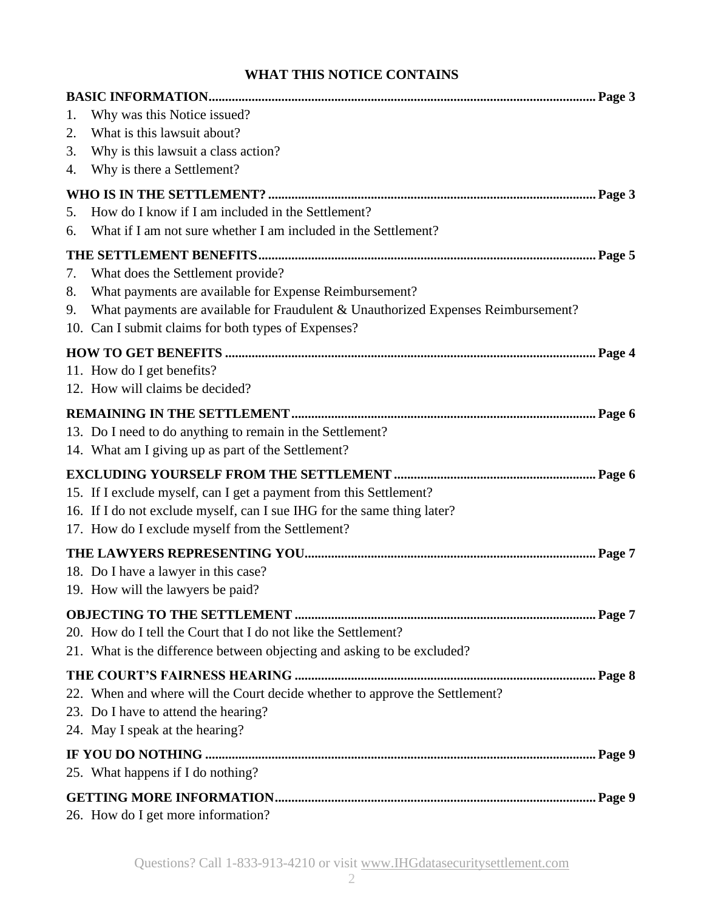## WHAT THIS NOTICE CONTAINS

**BASIC INFORMATION** .................................................. **Page 3**

1. Why was this Notice issued?
2. What is this lawsuit about?
3. Why is this lawsuit a class action?
4. Why is there a Settlement?

**WHO IS IN THE SETTLEMENT?** .................................................. **Page 3**

5. How do I know if I am included in the Settlement?
6. What if I am not sure whether I am included in the Settlement?

**THE SETTLEMENT BENEFITS** .................................................. **Page 5**

7. What does the Settlement provide?
8. What payments are available for Expense Reimbursement?
9. What payments are available for Fraudulent & Unauthorized Expenses Reimbursement?
10. Can I submit claims for both types of Expenses?

**HOW TO GET BENEFITS** .................................................. **Page 4**

11. How do I get benefits?
12. How will claims be decided?

**REMAINING IN THE SETTLEMENT** .................................................. **Page 6**

13. Do I need to do anything to remain in the Settlement?
14. What am I giving up as part of the Settlement?

**EXCLUDING YOURSELF FROM THE SETTLEMENT** .................................................. **Page 6**

15. If I exclude myself, can I get a payment from this Settlement?
16. If I do not exclude myself, can I sue IHG for the same thing later?
17. How do I exclude myself from the Settlement?

**THE LAWYERS REPRESENTING YOU** .................................................. **Page 7**

18. Do I have a lawyer in this case?
19. How will the lawyers be paid?

**OBJECTING TO THE SETTLEMENT** .................................................. **Page 7**

20. How do I tell the Court that I do not like the Settlement?
21. What is the difference between objecting and asking to be excluded?

**THE COURT'S FAIRNESS HEARING** .................................................. **Page 8**

22. When and where will the Court decide whether to approve the Settlement?
23. Do I have to attend the hearing?
24. May I speak at the hearing?

**IF YOU DO NOTHING** .................................................. **Page 9**

25. What happens if I do nothing?

**GETTING MORE INFORMATION** .................................................. **Page 9**

26. How do I get more information?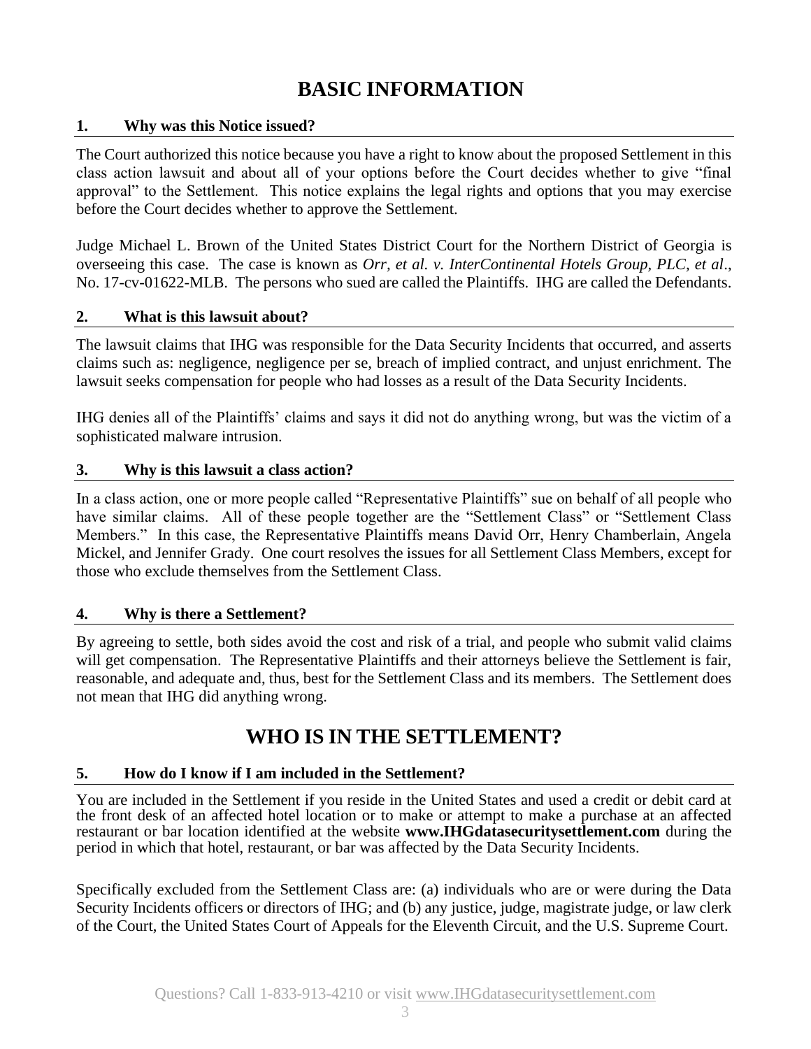# BASIC INFORMATION

### 1. Why was this Notice issued?

The Court authorized this notice because you have a right to know about the proposed Settlement in this class action lawsuit and about all of your options before the Court decides whether to give "final approval" to the Settlement. This notice explains the legal rights and options that you may exercise before the Court decides whether to approve the Settlement.

Judge Michael L. Brown of the United States District Court for the Northern District of Georgia is overseeing this case. The case is known as *Orr, et al. v. InterContinental Hotels Group, PLC, et al*., No. 17-cv-01622-MLB. The persons who sued are called the Plaintiffs. IHG are called the Defendants.

### 2. What is this lawsuit about?

The lawsuit claims that IHG was responsible for the Data Security Incidents that occurred, and asserts claims such as: negligence, negligence per se, breach of implied contract, and unjust enrichment. The lawsuit seeks compensation for people who had losses as a result of the Data Security Incidents.

IHG denies all of the Plaintiffs' claims and says it did not do anything wrong, but was the victim of a sophisticated malware intrusion.

### 3. Why is this lawsuit a class action?

In a class action, one or more people called "Representative Plaintiffs" sue on behalf of all people who have similar claims. All of these people together are the "Settlement Class" or "Settlement Class Members." In this case, the Representative Plaintiffs means David Orr, Henry Chamberlain, Angela Mickel, and Jennifer Grady. One court resolves the issues for all Settlement Class Members, except for those who exclude themselves from the Settlement Class.

### 4. Why is there a Settlement?

By agreeing to settle, both sides avoid the cost and risk of a trial, and people who submit valid claims will get compensation. The Representative Plaintiffs and their attorneys believe the Settlement is fair, reasonable, and adequate and, thus, best for the Settlement Class and its members. The Settlement does not mean that IHG did anything wrong.

# WHO IS IN THE SETTLEMENT?

### 5. How do I know if I am included in the Settlement?

You are included in the Settlement if you reside in the United States and used a credit or debit card at the front desk of an affected hotel location or to make or attempt to make a purchase at an affected restaurant or bar location identified at the website **www.IHGdatasecuritysettlement.com** during the period in which that hotel, restaurant, or bar was affected by the Data Security Incidents.

Specifically excluded from the Settlement Class are: (a) individuals who are or were during the Data Security Incidents officers or directors of IHG; and (b) any justice, judge, magistrate judge, or law clerk of the Court, the United States Court of Appeals for the Eleventh Circuit, and the U.S. Supreme Court.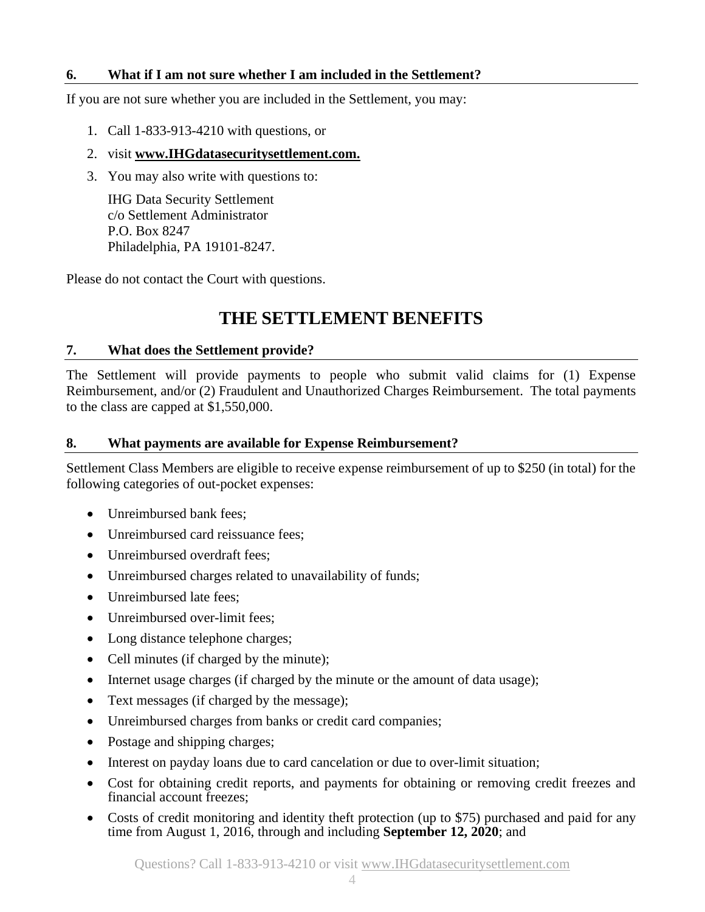### 6. What if I am not sure whether I am included in the Settlement?

If you are not sure whether you are included in the Settlement, you may:

1. Call 1-833-913-4210 with questions, or
2. visit **www.IHGdatasecuritysettlement.com.**
3. You may also write with questions to:

   IHG Data Security Settlement
   c/o Settlement Administrator
   P.O. Box 8247
   Philadelphia, PA 19101-8247.

Please do not contact the Court with questions.

## THE SETTLEMENT BENEFITS

### 7. What does the Settlement provide?

The Settlement will provide payments to people who submit valid claims for (1) Expense Reimbursement, and/or (2) Fraudulent and Unauthorized Charges Reimbursement. The total payments to the class are capped at $1,550,000.

### 8. What payments are available for Expense Reimbursement?

Settlement Class Members are eligible to receive expense reimbursement of up to $250 (in total) for the following categories of out-pocket expenses:

- Unreimbursed bank fees;
- Unreimbursed card reissuance fees;
- Unreimbursed overdraft fees;
- Unreimbursed charges related to unavailability of funds;
- Unreimbursed late fees;
- Unreimbursed over-limit fees;
- Long distance telephone charges;
- Cell minutes (if charged by the minute);
- Internet usage charges (if charged by the minute or the amount of data usage);
- Text messages (if charged by the message);
- Unreimbursed charges from banks or credit card companies;
- Postage and shipping charges;
- Interest on payday loans due to card cancelation or due to over-limit situation;
- Cost for obtaining credit reports, and payments for obtaining or removing credit freezes and financial account freezes;
- Costs of credit monitoring and identity theft protection (up to $75) purchased and paid for any time from August 1, 2016, through and including **September 12, 2020**; and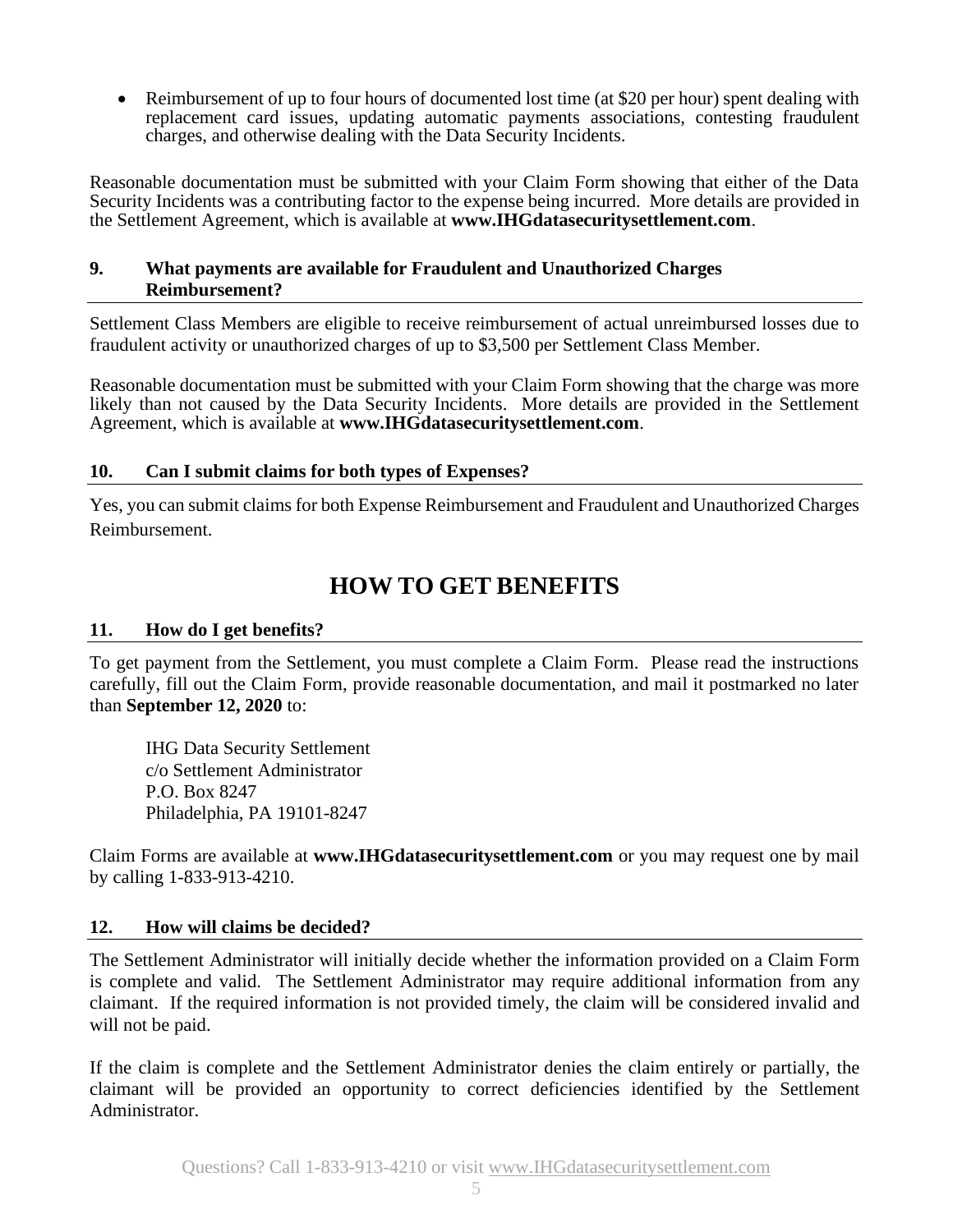- Reimbursement of up to four hours of documented lost time (at $20 per hour) spent dealing with replacement card issues, updating automatic payments associations, contesting fraudulent charges, and otherwise dealing with the Data Security Incidents.

Reasonable documentation must be submitted with your Claim Form showing that either of the Data Security Incidents was a contributing factor to the expense being incurred. More details are provided in the Settlement Agreement, which is available at **www.IHGdatasecuritysettlement.com**.

### 9. What payments are available for Fraudulent and Unauthorized Charges Reimbursement?

Settlement Class Members are eligible to receive reimbursement of actual unreimbursed losses due to fraudulent activity or unauthorized charges of up to $3,500 per Settlement Class Member.

Reasonable documentation must be submitted with your Claim Form showing that the charge was more likely than not caused by the Data Security Incidents. More details are provided in the Settlement Agreement, which is available at **www.IHGdatasecuritysettlement.com**.

### 10. Can I submit claims for both types of Expenses?

Yes, you can submit claims for both Expense Reimbursement and Fraudulent and Unauthorized Charges Reimbursement.

## HOW TO GET BENEFITS

### 11. How do I get benefits?

To get payment from the Settlement, you must complete a Claim Form. Please read the instructions carefully, fill out the Claim Form, provide reasonable documentation, and mail it postmarked no later than **September 12, 2020** to:

IHG Data Security Settlement
c/o Settlement Administrator
P.O. Box 8247
Philadelphia, PA 19101-8247

Claim Forms are available at **www.IHGdatasecuritysettlement.com** or you may request one by mail by calling 1-833-913-4210.

### 12. How will claims be decided?

The Settlement Administrator will initially decide whether the information provided on a Claim Form is complete and valid. The Settlement Administrator may require additional information from any claimant. If the required information is not provided timely, the claim will be considered invalid and will not be paid.

If the claim is complete and the Settlement Administrator denies the claim entirely or partially, the claimant will be provided an opportunity to correct deficiencies identified by the Settlement Administrator.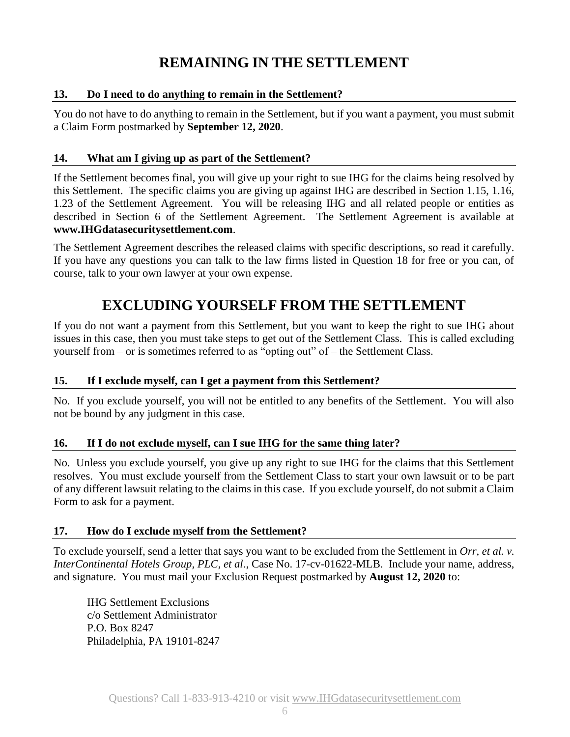# REMAINING IN THE SETTLEMENT

### 13. Do I need to do anything to remain in the Settlement?

You do not have to do anything to remain in the Settlement, but if you want a payment, you must submit a Claim Form postmarked by **September 12, 2020**.

### 14. What am I giving up as part of the Settlement?

If the Settlement becomes final, you will give up your right to sue IHG for the claims being resolved by this Settlement. The specific claims you are giving up against IHG are described in Section 1.15, 1.16, 1.23 of the Settlement Agreement. You will be releasing IHG and all related people or entities as described in Section 6 of the Settlement Agreement. The Settlement Agreement is available at **www.IHGdatasecuritysettlement.com**.

The Settlement Agreement describes the released claims with specific descriptions, so read it carefully. If you have any questions you can talk to the law firms listed in Question 18 for free or you can, of course, talk to your own lawyer at your own expense.

# EXCLUDING YOURSELF FROM THE SETTLEMENT

If you do not want a payment from this Settlement, but you want to keep the right to sue IHG about issues in this case, then you must take steps to get out of the Settlement Class. This is called excluding yourself from – or is sometimes referred to as "opting out" of – the Settlement Class.

### 15. If I exclude myself, can I get a payment from this Settlement?

No. If you exclude yourself, you will not be entitled to any benefits of the Settlement. You will also not be bound by any judgment in this case.

### 16. If I do not exclude myself, can I sue IHG for the same thing later?

No. Unless you exclude yourself, you give up any right to sue IHG for the claims that this Settlement resolves. You must exclude yourself from the Settlement Class to start your own lawsuit or to be part of any different lawsuit relating to the claims in this case. If you exclude yourself, do not submit a Claim Form to ask for a payment.

### 17. How do I exclude myself from the Settlement?

To exclude yourself, send a letter that says you want to be excluded from the Settlement in *Orr, et al. v. InterContinental Hotels Group, PLC, et al*., Case No. 17-cv-01622-MLB. Include your name, address, and signature. You must mail your Exclusion Request postmarked by **August 12, 2020** to:

IHG Settlement Exclusions
c/o Settlement Administrator
P.O. Box 8247
Philadelphia, PA 19101-8247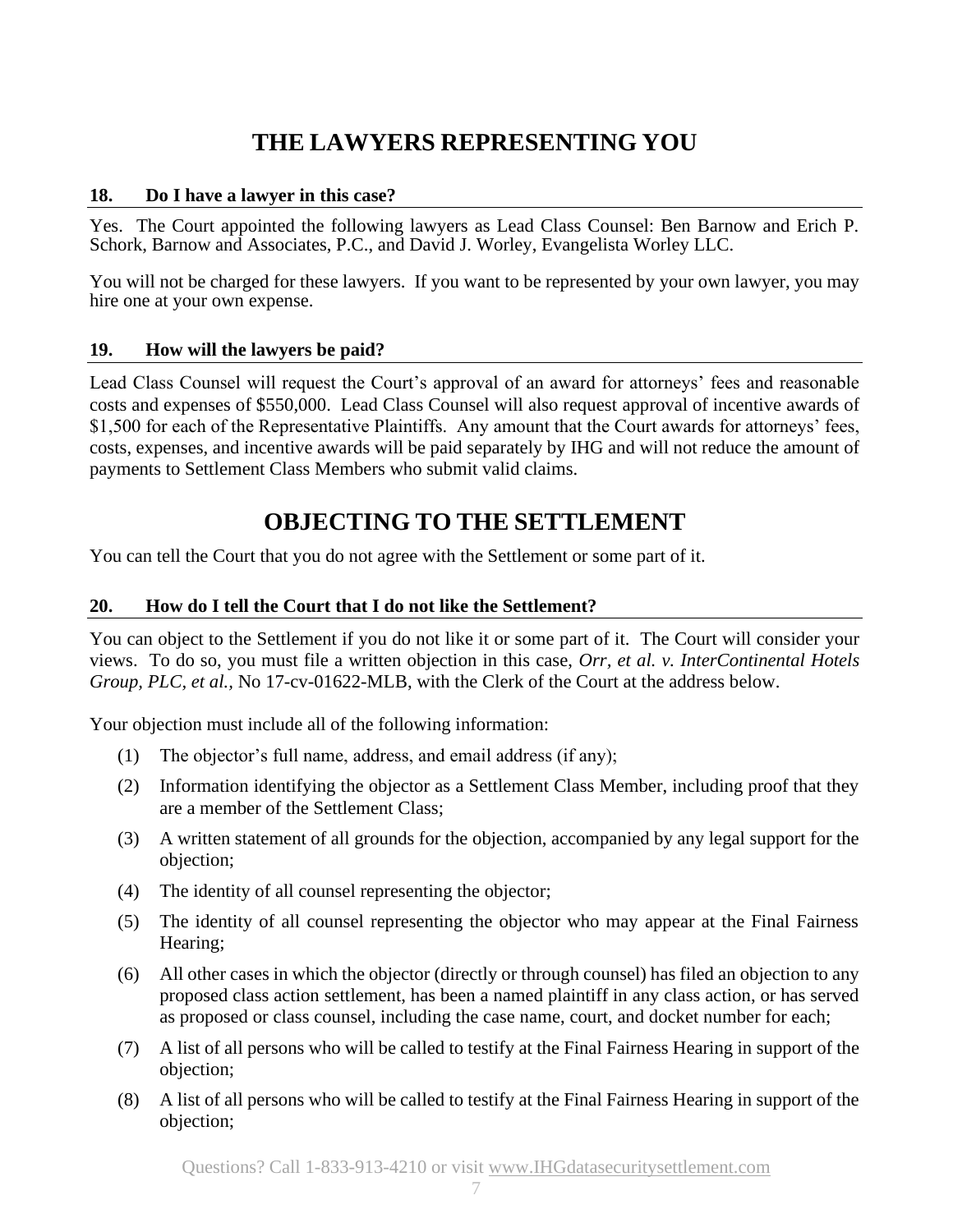# THE LAWYERS REPRESENTING YOU

### 18. Do I have a lawyer in this case?

Yes. The Court appointed the following lawyers as Lead Class Counsel: Ben Barnow and Erich P. Schork, Barnow and Associates, P.C., and David J. Worley, Evangelista Worley LLC.

You will not be charged for these lawyers. If you want to be represented by your own lawyer, you may hire one at your own expense.

### 19. How will the lawyers be paid?

Lead Class Counsel will request the Court's approval of an award for attorneys' fees and reasonable costs and expenses of $550,000. Lead Class Counsel will also request approval of incentive awards of $1,500 for each of the Representative Plaintiffs. Any amount that the Court awards for attorneys' fees, costs, expenses, and incentive awards will be paid separately by IHG and will not reduce the amount of payments to Settlement Class Members who submit valid claims.

# OBJECTING TO THE SETTLEMENT

You can tell the Court that you do not agree with the Settlement or some part of it.

### 20. How do I tell the Court that I do not like the Settlement?

You can object to the Settlement if you do not like it or some part of it. The Court will consider your views. To do so, you must file a written objection in this case, *Orr, et al. v. InterContinental Hotels Group, PLC, et al.*, No 17-cv-01622-MLB, with the Clerk of the Court at the address below.

Your objection must include all of the following information:

(1) The objector's full name, address, and email address (if any);

(2) Information identifying the objector as a Settlement Class Member, including proof that they are a member of the Settlement Class;

(3) A written statement of all grounds for the objection, accompanied by any legal support for the objection;

(4) The identity of all counsel representing the objector;

(5) The identity of all counsel representing the objector who may appear at the Final Fairness Hearing;

(6) All other cases in which the objector (directly or through counsel) has filed an objection to any proposed class action settlement, has been a named plaintiff in any class action, or has served as proposed or class counsel, including the case name, court, and docket number for each;

(7) A list of all persons who will be called to testify at the Final Fairness Hearing in support of the objection;

(8) A list of all persons who will be called to testify at the Final Fairness Hearing in support of the objection;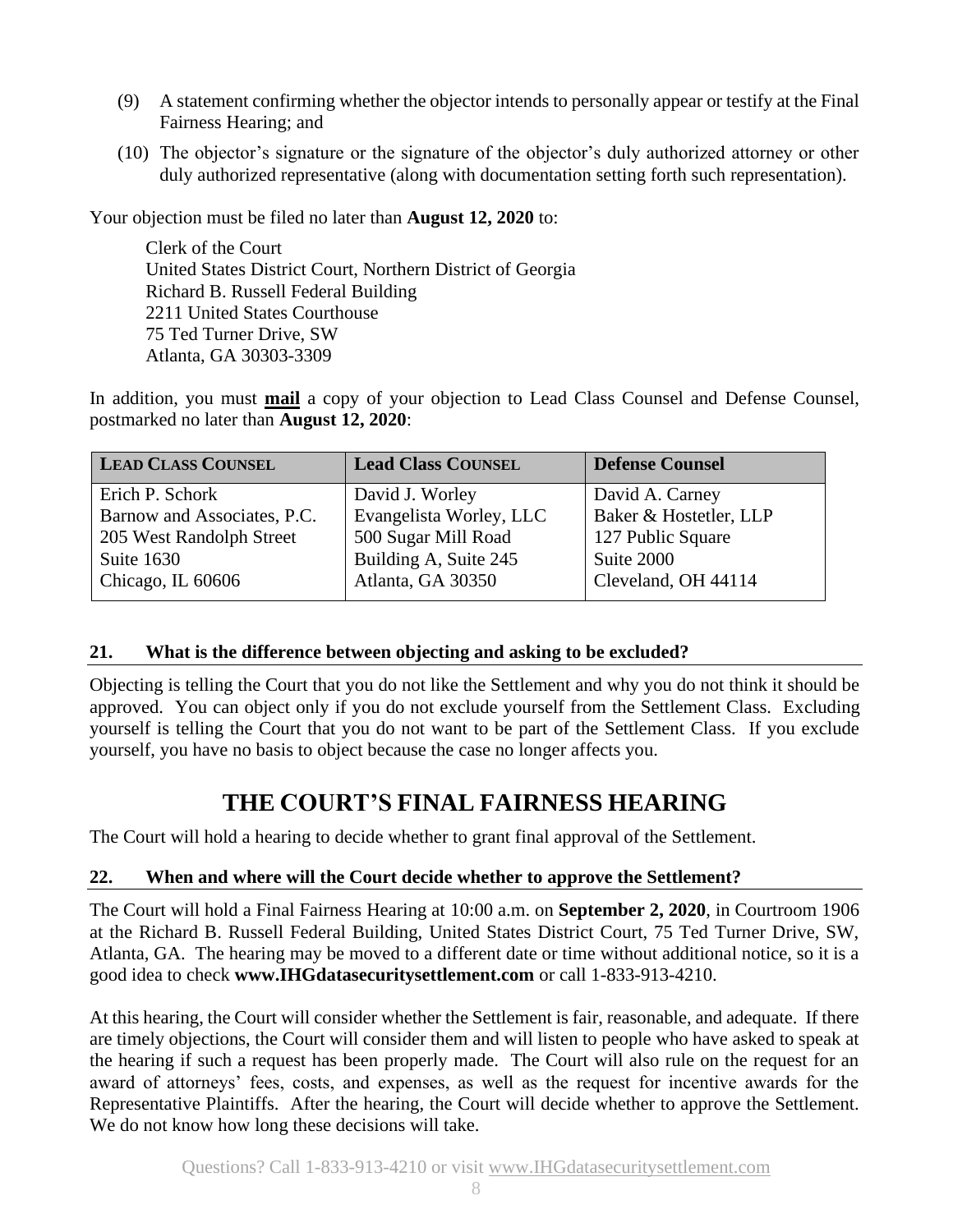(9) A statement confirming whether the objector intends to personally appear or testify at the Final Fairness Hearing; and

(10) The objector's signature or the signature of the objector's duly authorized attorney or other duly authorized representative (along with documentation setting forth such representation).

Your objection must be filed no later than **August 12, 2020** to:

Clerk of the Court
United States District Court, Northern District of Georgia
Richard B. Russell Federal Building
2211 United States Courthouse
75 Ted Turner Drive, SW
Atlanta, GA 30303-3309

In addition, you must **mail** a copy of your objection to Lead Class Counsel and Defense Counsel, postmarked no later than **August 12, 2020**:

| LEAD CLASS COUNSEL | Lead Class Counsel | Defense Counsel |
|---|---|---|
| Erich P. Schork<br>Barnow and Associates, P.C.<br>205 West Randolph Street<br>Suite 1630<br>Chicago, IL 60606 | David J. Worley<br>Evangelista Worley, LLC<br>500 Sugar Mill Road<br>Building A, Suite 245<br>Atlanta, GA 30350 | David A. Carney<br>Baker & Hostetler, LLP<br>127 Public Square<br>Suite 2000<br>Cleveland, OH 44114 |

### 21. What is the difference between objecting and asking to be excluded?

Objecting is telling the Court that you do not like the Settlement and why you do not think it should be approved. You can object only if you do not exclude yourself from the Settlement Class. Excluding yourself is telling the Court that you do not want to be part of the Settlement Class. If you exclude yourself, you have no basis to object because the case no longer affects you.

## THE COURT'S FINAL FAIRNESS HEARING

The Court will hold a hearing to decide whether to grant final approval of the Settlement.

### 22. When and where will the Court decide whether to approve the Settlement?

The Court will hold a Final Fairness Hearing at 10:00 a.m. on **September 2, 2020**, in Courtroom 1906 at the Richard B. Russell Federal Building, United States District Court, 75 Ted Turner Drive, SW, Atlanta, GA. The hearing may be moved to a different date or time without additional notice, so it is a good idea to check **www.IHGdatasecuritysettlement.com** or call 1-833-913-4210.

At this hearing, the Court will consider whether the Settlement is fair, reasonable, and adequate. If there are timely objections, the Court will consider them and will listen to people who have asked to speak at the hearing if such a request has been properly made. The Court will also rule on the request for an award of attorneys' fees, costs, and expenses, as well as the request for incentive awards for the Representative Plaintiffs. After the hearing, the Court will decide whether to approve the Settlement. We do not know how long these decisions will take.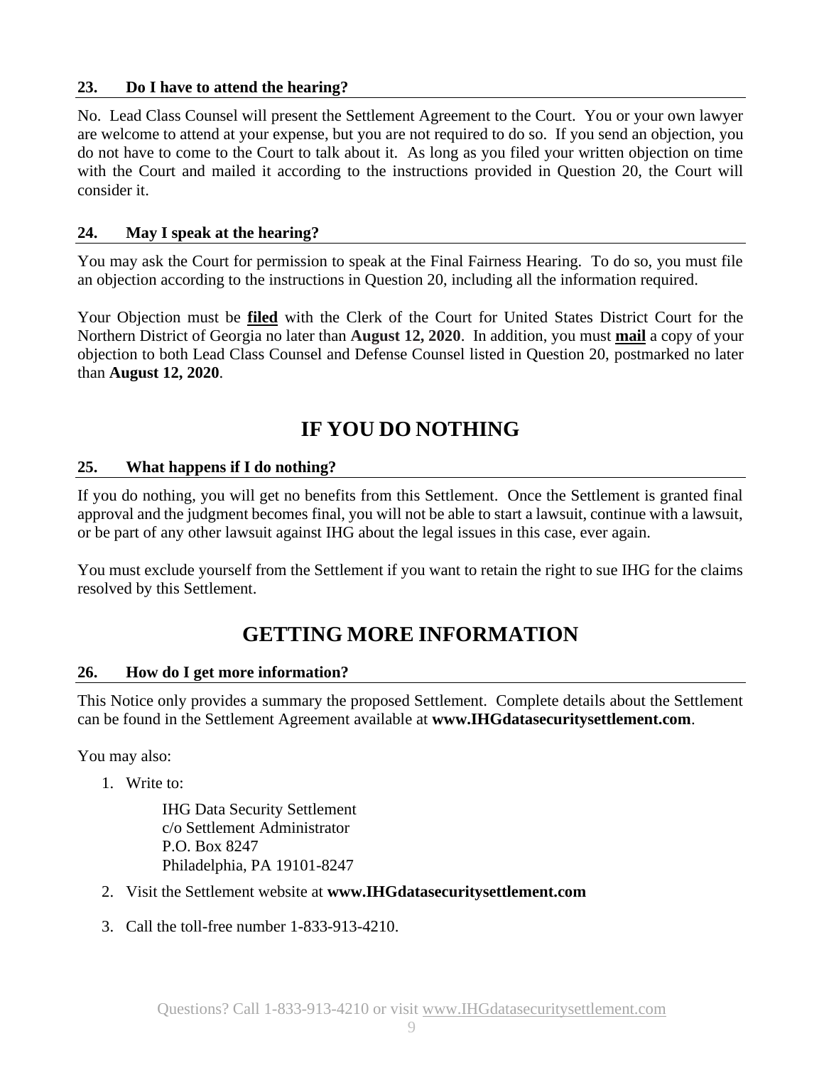### 23. Do I have to attend the hearing?

No. Lead Class Counsel will present the Settlement Agreement to the Court. You or your own lawyer are welcome to attend at your expense, but you are not required to do so. If you send an objection, you do not have to come to the Court to talk about it. As long as you filed your written objection on time with the Court and mailed it according to the instructions provided in Question 20, the Court will consider it.

### 24. May I speak at the hearing?

You may ask the Court for permission to speak at the Final Fairness Hearing. To do so, you must file an objection according to the instructions in Question 20, including all the information required.

Your Objection must be **filed** with the Clerk of the Court for United States District Court for the Northern District of Georgia no later than **August 12, 2020**. In addition, you must **mail** a copy of your objection to both Lead Class Counsel and Defense Counsel listed in Question 20, postmarked no later than **August 12, 2020**.

## IF YOU DO NOTHING

### 25. What happens if I do nothing?

If you do nothing, you will get no benefits from this Settlement. Once the Settlement is granted final approval and the judgment becomes final, you will not be able to start a lawsuit, continue with a lawsuit, or be part of any other lawsuit against IHG about the legal issues in this case, ever again.

You must exclude yourself from the Settlement if you want to retain the right to sue IHG for the claims resolved by this Settlement.

## GETTING MORE INFORMATION

### 26. How do I get more information?

This Notice only provides a summary the proposed Settlement. Complete details about the Settlement can be found in the Settlement Agreement available at **www.IHGdatasecuritysettlement.com**.

You may also:

1. Write to:

   IHG Data Security Settlement
   c/o Settlement Administrator
   P.O. Box 8247
   Philadelphia, PA 19101-8247

2. Visit the Settlement website at **www.IHGdatasecuritysettlement.com**

3. Call the toll-free number 1-833-913-4210.